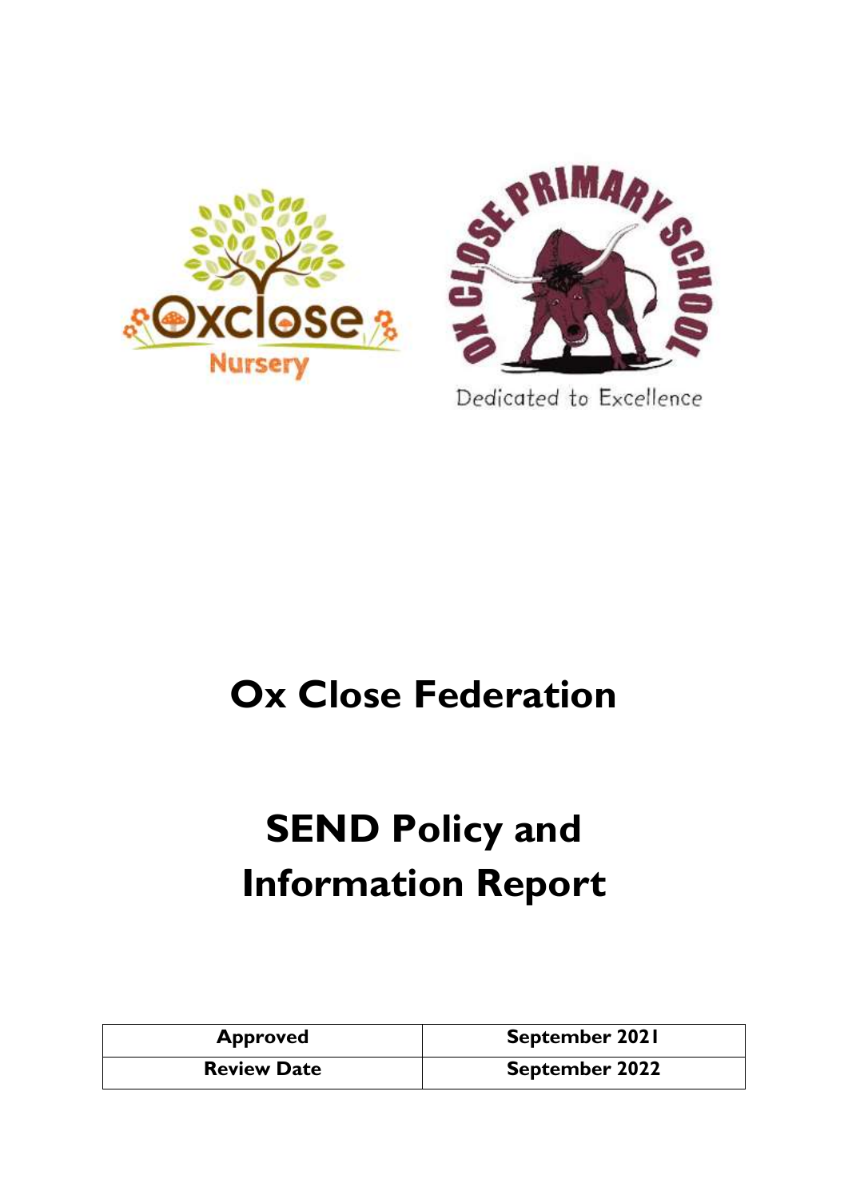# Ox Close Federation

# SEND Policy and Information Report

| Approved | September 2021 |
|---|---|
| Review Date | September 2022 |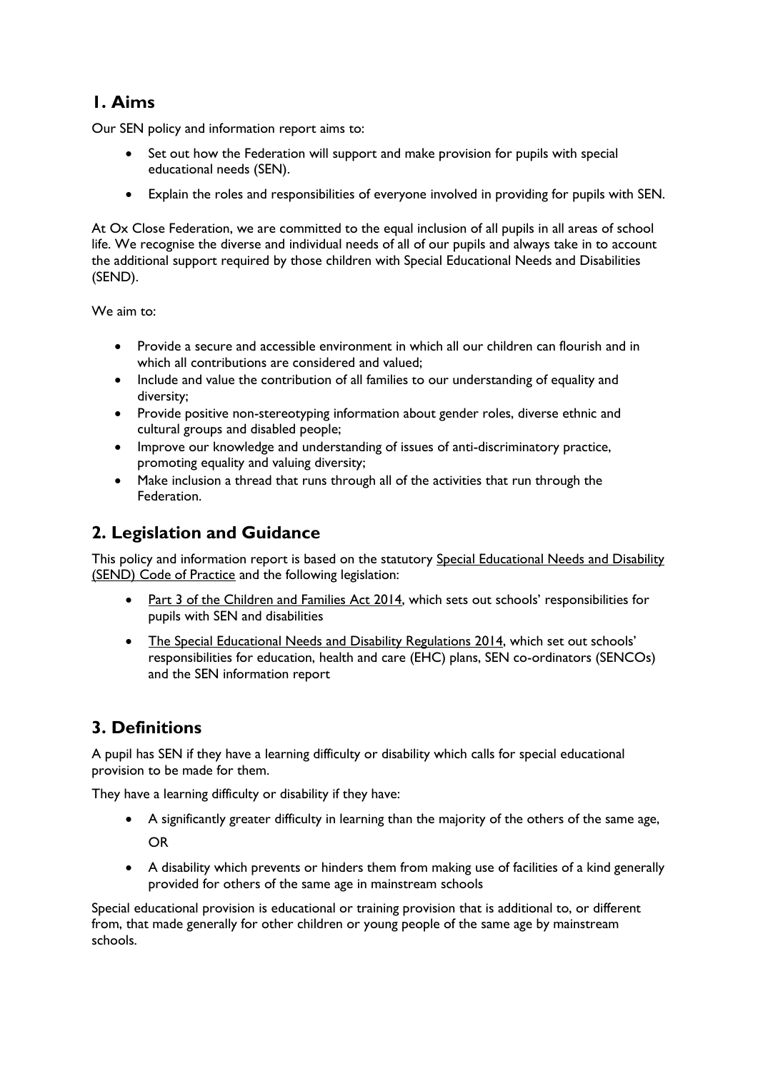## 1. Aims

Our SEN policy and information report aims to:

- Set out how the Federation will support and make provision for pupils with special educational needs (SEN).
- Explain the roles and responsibilities of everyone involved in providing for pupils with SEN.

At Ox Close Federation, we are committed to the equal inclusion of all pupils in all areas of school life. We recognise the diverse and individual needs of all of our pupils and always take in to account the additional support required by those children with Special Educational Needs and Disabilities (SEND).

We aim to:

- Provide a secure and accessible environment in which all our children can flourish and in which all contributions are considered and valued;
- Include and value the contribution of all families to our understanding of equality and diversity;
- Provide positive non-stereotyping information about gender roles, diverse ethnic and cultural groups and disabled people;
- Improve our knowledge and understanding of issues of anti-discriminatory practice, promoting equality and valuing diversity;
- Make inclusion a thread that runs through all of the activities that run through the Federation.

## 2. Legislation and Guidance

This policy and information report is based on the statutory Special Educational Needs and Disability (SEND) Code of Practice and the following legislation:

- Part 3 of the Children and Families Act 2014, which sets out schools' responsibilities for pupils with SEN and disabilities
- The Special Educational Needs and Disability Regulations 2014, which set out schools' responsibilities for education, health and care (EHC) plans, SEN co-ordinators (SENCOs) and the SEN information report

## 3. Definitions

A pupil has SEN if they have a learning difficulty or disability which calls for special educational provision to be made for them.

They have a learning difficulty or disability if they have:

- A significantly greater difficulty in learning than the majority of the others of the same age,

  OR

- A disability which prevents or hinders them from making use of facilities of a kind generally provided for others of the same age in mainstream schools

Special educational provision is educational or training provision that is additional to, or different from, that made generally for other children or young people of the same age by mainstream schools.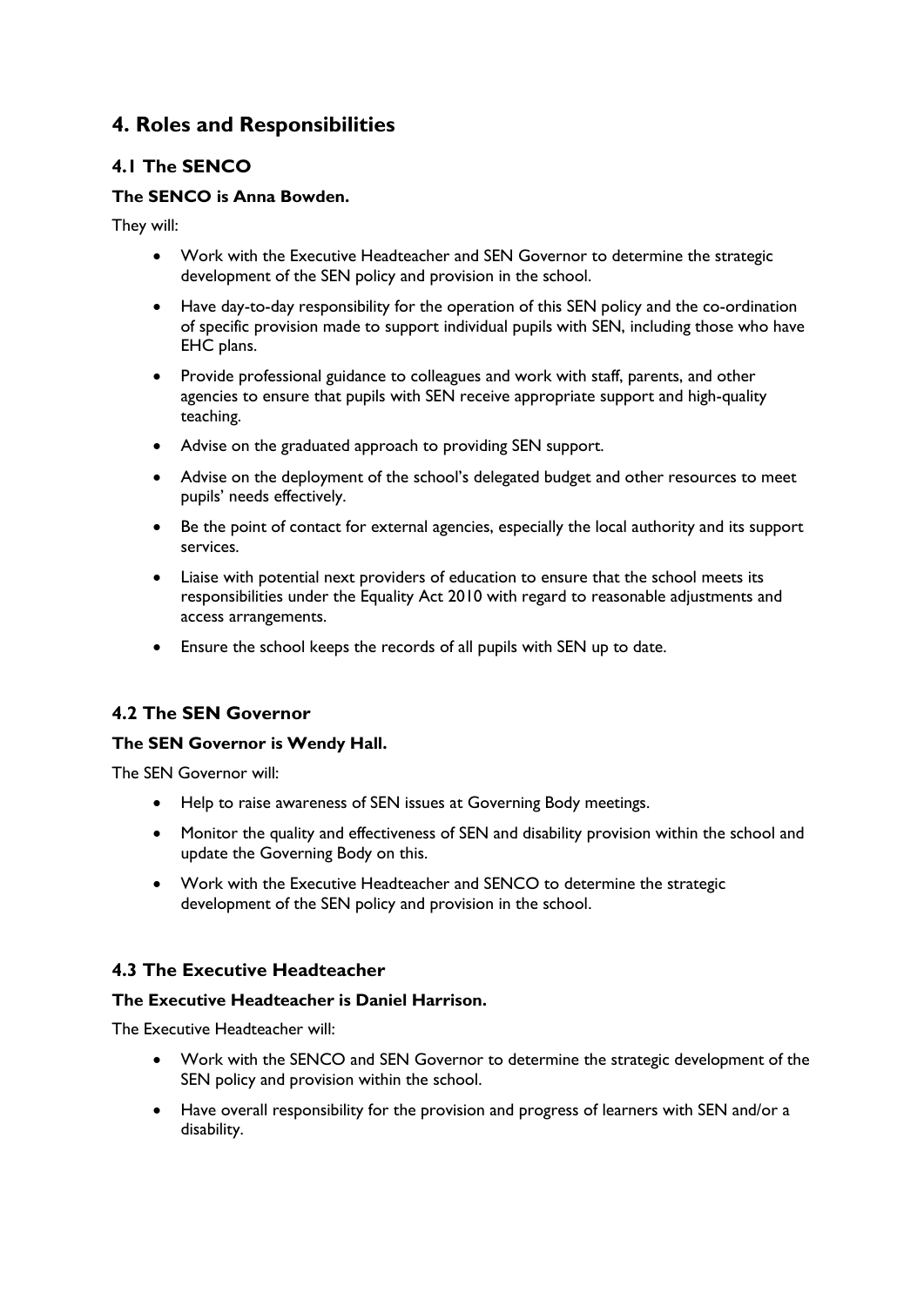## 4. Roles and Responsibilities

### 4.1 The SENCO

**The SENCO is Anna Bowden.**

They will:

- Work with the Executive Headteacher and SEN Governor to determine the strategic development of the SEN policy and provision in the school.
- Have day-to-day responsibility for the operation of this SEN policy and the co-ordination of specific provision made to support individual pupils with SEN, including those who have EHC plans.
- Provide professional guidance to colleagues and work with staff, parents, and other agencies to ensure that pupils with SEN receive appropriate support and high-quality teaching.
- Advise on the graduated approach to providing SEN support.
- Advise on the deployment of the school's delegated budget and other resources to meet pupils' needs effectively.
- Be the point of contact for external agencies, especially the local authority and its support services.
- Liaise with potential next providers of education to ensure that the school meets its responsibilities under the Equality Act 2010 with regard to reasonable adjustments and access arrangements.
- Ensure the school keeps the records of all pupils with SEN up to date.

### 4.2 The SEN Governor

**The SEN Governor is Wendy Hall.**

The SEN Governor will:

- Help to raise awareness of SEN issues at Governing Body meetings.
- Monitor the quality and effectiveness of SEN and disability provision within the school and update the Governing Body on this.
- Work with the Executive Headteacher and SENCO to determine the strategic development of the SEN policy and provision in the school.

### 4.3 The Executive Headteacher

**The Executive Headteacher is Daniel Harrison.**

The Executive Headteacher will:

- Work with the SENCO and SEN Governor to determine the strategic development of the SEN policy and provision within the school.
- Have overall responsibility for the provision and progress of learners with SEN and/or a disability.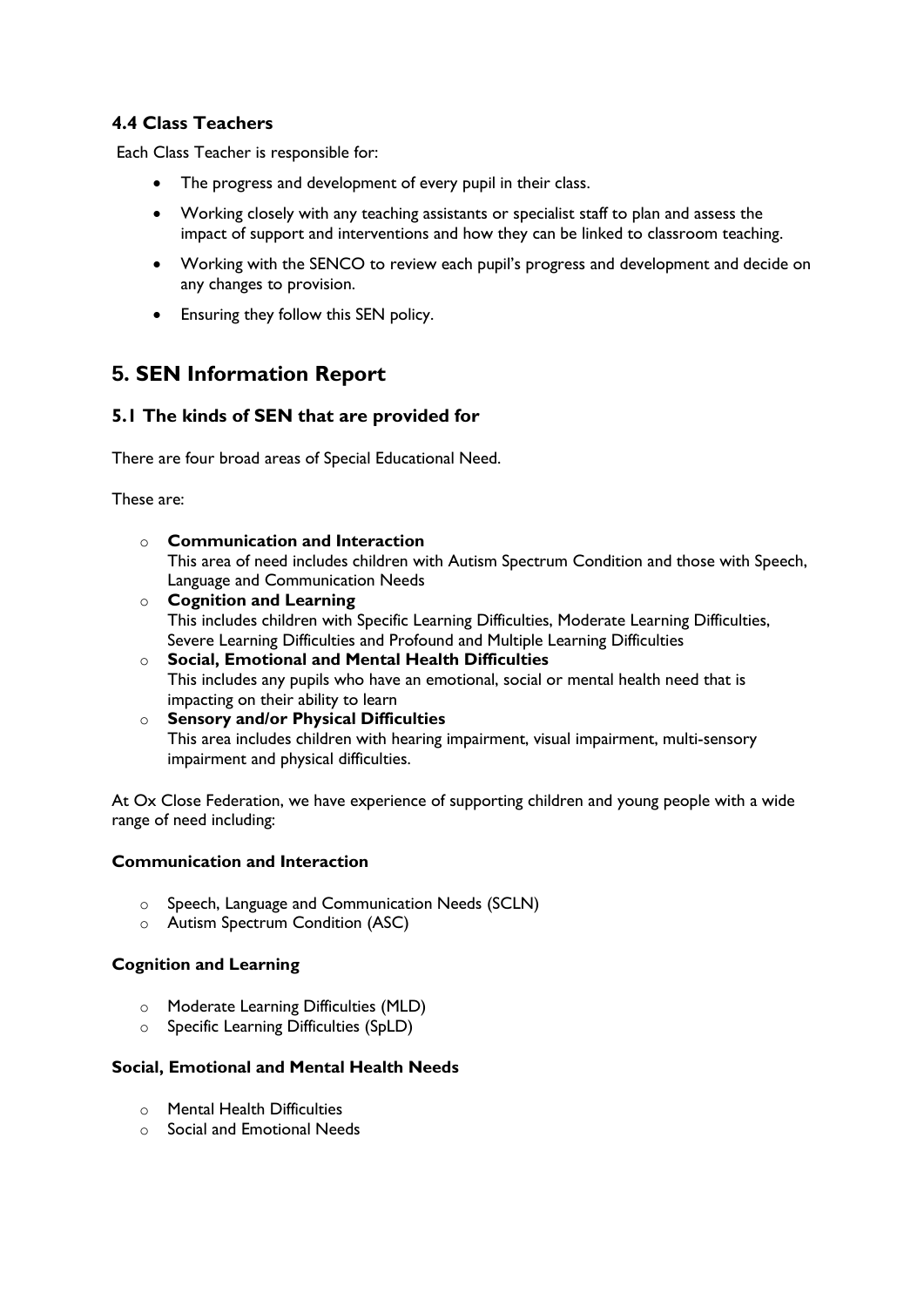### 4.4 Class Teachers

Each Class Teacher is responsible for:

- The progress and development of every pupil in their class.
- Working closely with any teaching assistants or specialist staff to plan and assess the impact of support and interventions and how they can be linked to classroom teaching.
- Working with the SENCO to review each pupil's progress and development and decide on any changes to provision.
- Ensuring they follow this SEN policy.

## 5. SEN Information Report

### 5.1 The kinds of SEN that are provided for

There are four broad areas of Special Educational Need.

These are:

- **Communication and Interaction**
  This area of need includes children with Autism Spectrum Condition and those with Speech, Language and Communication Needs
- **Cognition and Learning**
  This includes children with Specific Learning Difficulties, Moderate Learning Difficulties, Severe Learning Difficulties and Profound and Multiple Learning Difficulties
- **Social, Emotional and Mental Health Difficulties**
  This includes any pupils who have an emotional, social or mental health need that is impacting on their ability to learn
- **Sensory and/or Physical Difficulties**
  This area includes children with hearing impairment, visual impairment, multi-sensory impairment and physical difficulties.

At Ox Close Federation, we have experience of supporting children and young people with a wide range of need including:

**Communication and Interaction**

- Speech, Language and Communication Needs (SCLN)
- Autism Spectrum Condition (ASC)

**Cognition and Learning**

- Moderate Learning Difficulties (MLD)
- Specific Learning Difficulties (SpLD)

**Social, Emotional and Mental Health Needs**

- Mental Health Difficulties
- Social and Emotional Needs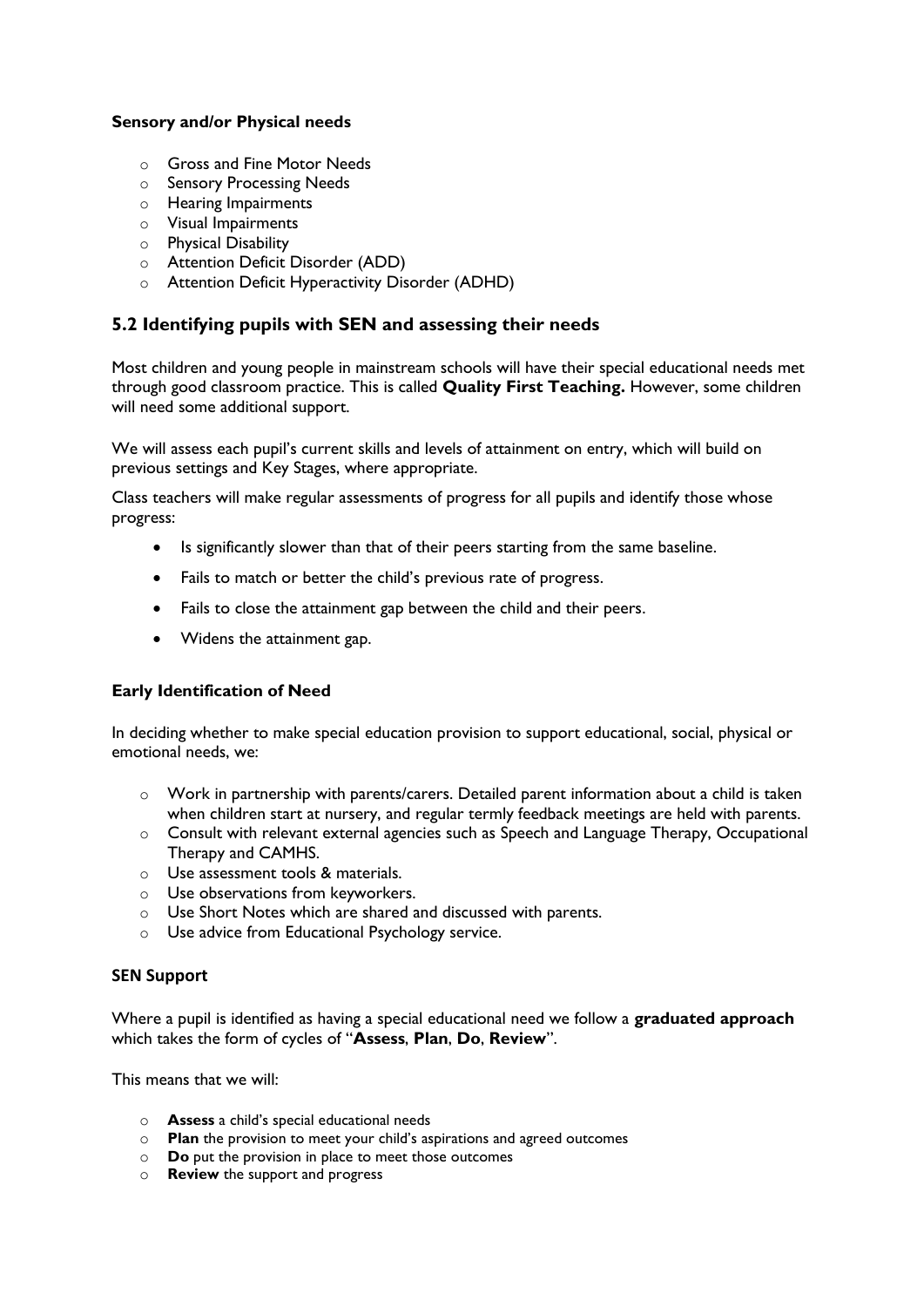**Sensory and/or Physical needs**

- Gross and Fine Motor Needs
- Sensory Processing Needs
- Hearing Impairments
- Visual Impairments
- Physical Disability
- Attention Deficit Disorder (ADD)
- Attention Deficit Hyperactivity Disorder (ADHD)

## 5.2 Identifying pupils with SEN and assessing their needs

Most children and young people in mainstream schools will have their special educational needs met through good classroom practice. This is called **Quality First Teaching.** However, some children will need some additional support.

We will assess each pupil's current skills and levels of attainment on entry, which will build on previous settings and Key Stages, where appropriate.

Class teachers will make regular assessments of progress for all pupils and identify those whose progress:

- Is significantly slower than that of their peers starting from the same baseline.
- Fails to match or better the child's previous rate of progress.
- Fails to close the attainment gap between the child and their peers.
- Widens the attainment gap.

**Early Identification of Need**

In deciding whether to make special education provision to support educational, social, physical or emotional needs, we:

- Work in partnership with parents/carers. Detailed parent information about a child is taken when children start at nursery, and regular termly feedback meetings are held with parents.
- Consult with relevant external agencies such as Speech and Language Therapy, Occupational Therapy and CAMHS.
- Use assessment tools & materials.
- Use observations from keyworkers.
- Use Short Notes which are shared and discussed with parents.
- Use advice from Educational Psychology service.

**SEN Support**

Where a pupil is identified as having a special educational need we follow a **graduated approach** which takes the form of cycles of "**Assess**, **Plan**, **Do**, **Review**".

This means that we will:

- **Assess** a child's special educational needs
- **Plan** the provision to meet your child's aspirations and agreed outcomes
- **Do** put the provision in place to meet those outcomes
- **Review** the support and progress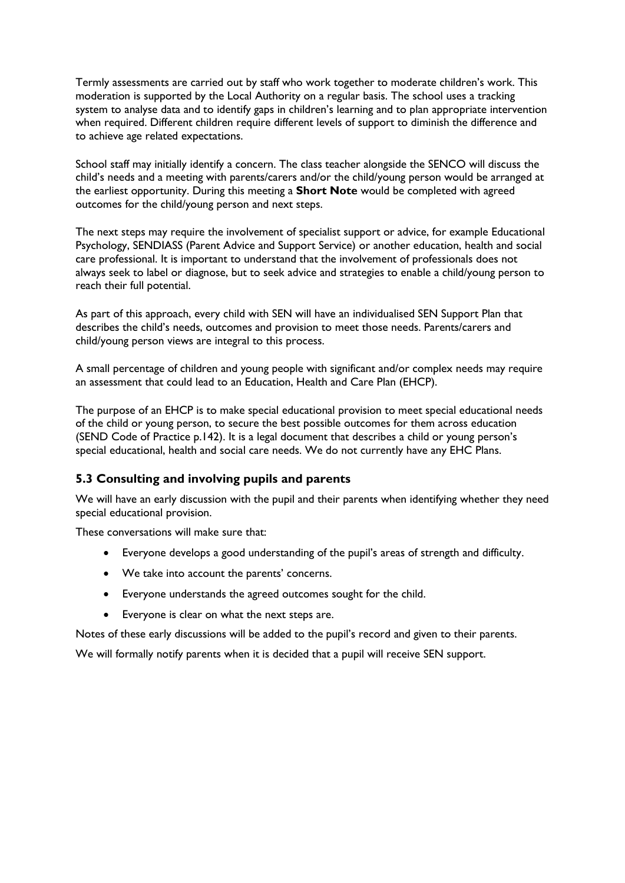Termly assessments are carried out by staff who work together to moderate children's work. This moderation is supported by the Local Authority on a regular basis. The school uses a tracking system to analyse data and to identify gaps in children's learning and to plan appropriate intervention when required. Different children require different levels of support to diminish the difference and to achieve age related expectations.

School staff may initially identify a concern. The class teacher alongside the SENCO will discuss the child's needs and a meeting with parents/carers and/or the child/young person would be arranged at the earliest opportunity. During this meeting a **Short Note** would be completed with agreed outcomes for the child/young person and next steps.

The next steps may require the involvement of specialist support or advice, for example Educational Psychology, SENDIASS (Parent Advice and Support Service) or another education, health and social care professional. It is important to understand that the involvement of professionals does not always seek to label or diagnose, but to seek advice and strategies to enable a child/young person to reach their full potential.

As part of this approach, every child with SEN will have an individualised SEN Support Plan that describes the child's needs, outcomes and provision to meet those needs. Parents/carers and child/young person views are integral to this process.

A small percentage of children and young people with significant and/or complex needs may require an assessment that could lead to an Education, Health and Care Plan (EHCP).

The purpose of an EHCP is to make special educational provision to meet special educational needs of the child or young person, to secure the best possible outcomes for them across education (SEND Code of Practice p.142). It is a legal document that describes a child or young person's special educational, health and social care needs. We do not currently have any EHC Plans.

### 5.3 Consulting and involving pupils and parents

We will have an early discussion with the pupil and their parents when identifying whether they need special educational provision.

These conversations will make sure that:

- Everyone develops a good understanding of the pupil's areas of strength and difficulty.
- We take into account the parents' concerns.
- Everyone understands the agreed outcomes sought for the child.
- Everyone is clear on what the next steps are.

Notes of these early discussions will be added to the pupil's record and given to their parents.

We will formally notify parents when it is decided that a pupil will receive SEN support.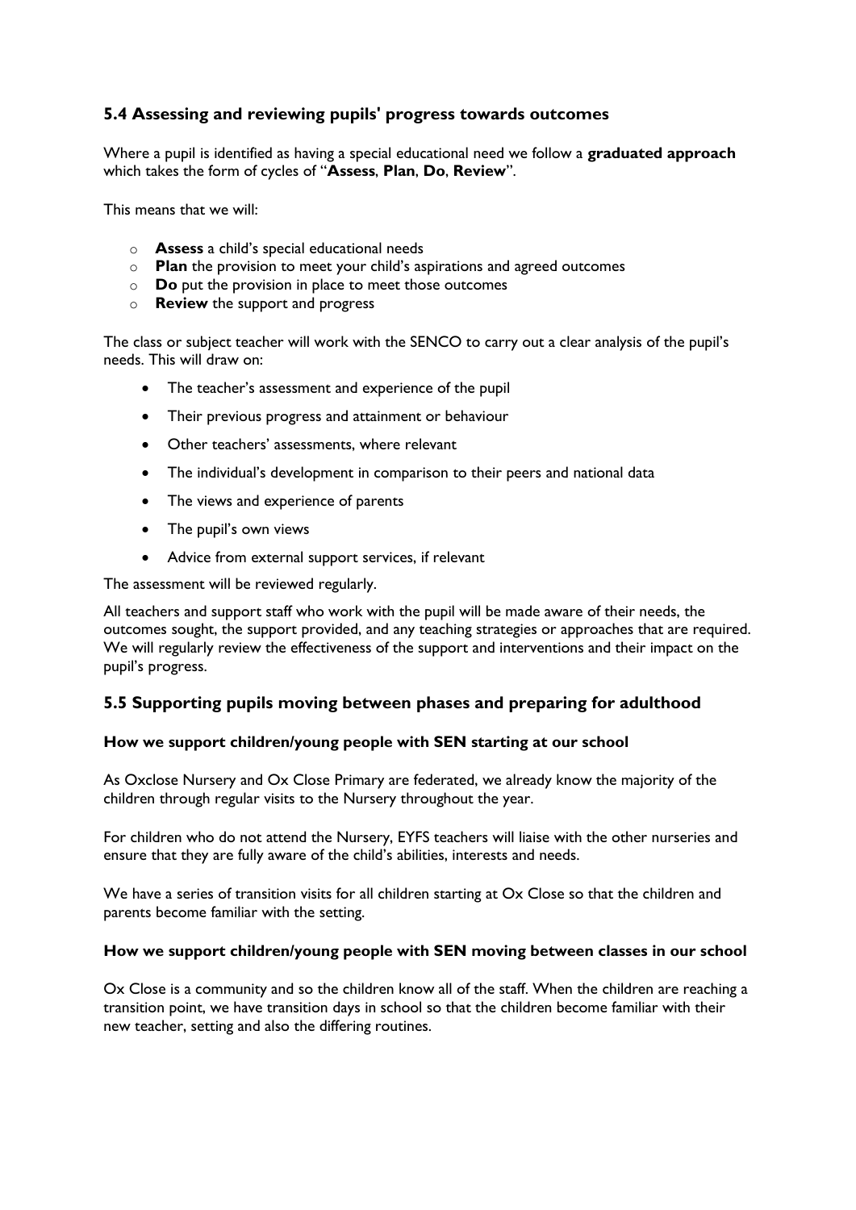### 5.4 Assessing and reviewing pupils' progress towards outcomes

Where a pupil is identified as having a special educational need we follow a **graduated approach** which takes the form of cycles of "**Assess**, **Plan**, **Do**, **Review**".

This means that we will:

- **Assess** a child's special educational needs
- **Plan** the provision to meet your child's aspirations and agreed outcomes
- **Do** put the provision in place to meet those outcomes
- **Review** the support and progress

The class or subject teacher will work with the SENCO to carry out a clear analysis of the pupil's needs. This will draw on:

- The teacher's assessment and experience of the pupil
- Their previous progress and attainment or behaviour
- Other teachers' assessments, where relevant
- The individual's development in comparison to their peers and national data
- The views and experience of parents
- The pupil's own views
- Advice from external support services, if relevant

The assessment will be reviewed regularly.

All teachers and support staff who work with the pupil will be made aware of their needs, the outcomes sought, the support provided, and any teaching strategies or approaches that are required. We will regularly review the effectiveness of the support and interventions and their impact on the pupil's progress.

### 5.5 Supporting pupils moving between phases and preparing for adulthood

**How we support children/young people with SEN starting at our school**

As Oxclose Nursery and Ox Close Primary are federated, we already know the majority of the children through regular visits to the Nursery throughout the year.

For children who do not attend the Nursery, EYFS teachers will liaise with the other nurseries and ensure that they are fully aware of the child's abilities, interests and needs.

We have a series of transition visits for all children starting at Ox Close so that the children and parents become familiar with the setting.

**How we support children/young people with SEN moving between classes in our school**

Ox Close is a community and so the children know all of the staff. When the children are reaching a transition point, we have transition days in school so that the children become familiar with their new teacher, setting and also the differing routines.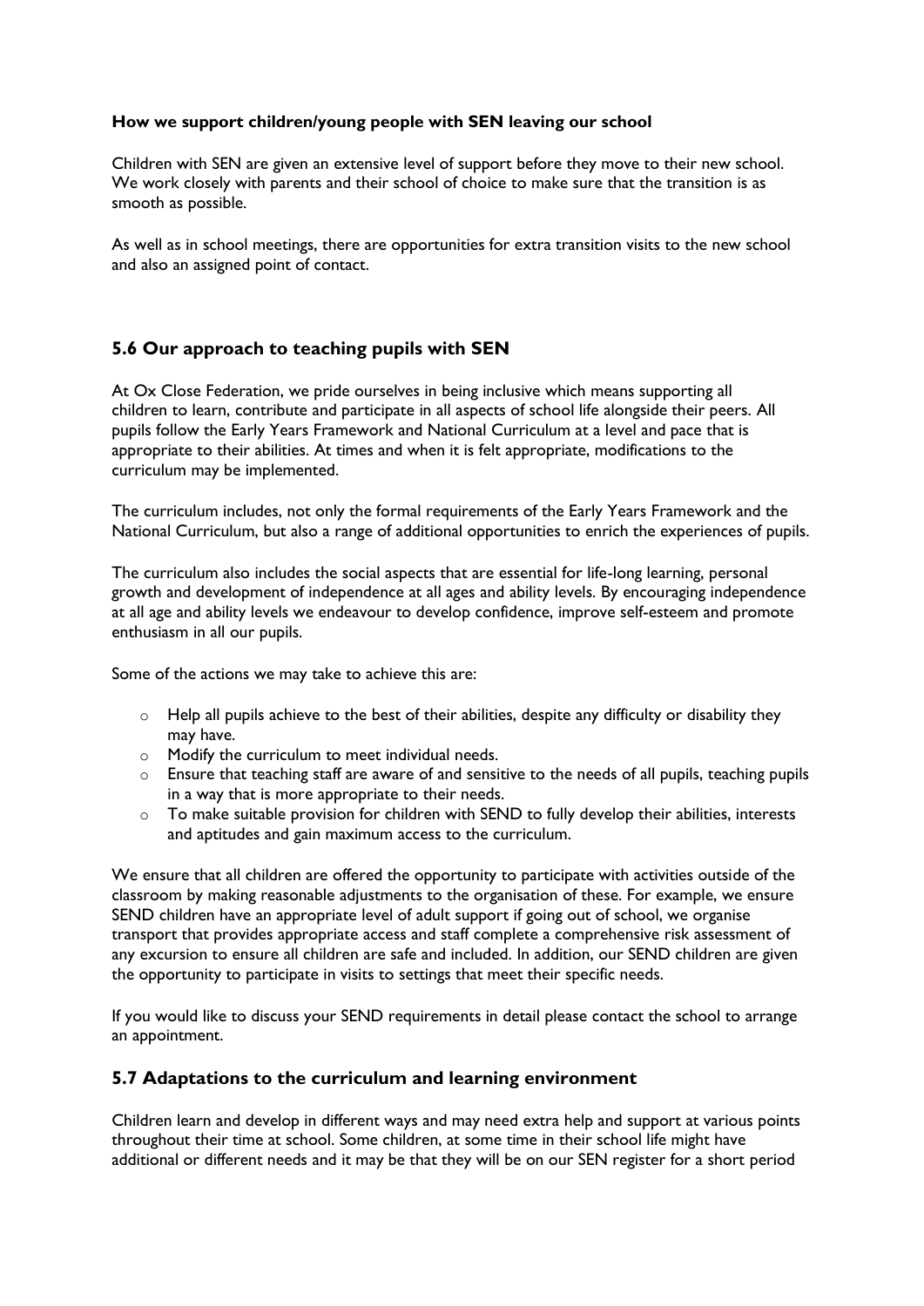**How we support children/young people with SEN leaving our school**

Children with SEN are given an extensive level of support before they move to their new school. We work closely with parents and their school of choice to make sure that the transition is as smooth as possible.

As well as in school meetings, there are opportunities for extra transition visits to the new school and also an assigned point of contact.

## 5.6 Our approach to teaching pupils with SEN

At Ox Close Federation, we pride ourselves in being inclusive which means supporting all children to learn, contribute and participate in all aspects of school life alongside their peers. All pupils follow the Early Years Framework and National Curriculum at a level and pace that is appropriate to their abilities. At times and when it is felt appropriate, modifications to the curriculum may be implemented.

The curriculum includes, not only the formal requirements of the Early Years Framework and the National Curriculum, but also a range of additional opportunities to enrich the experiences of pupils.

The curriculum also includes the social aspects that are essential for life-long learning, personal growth and development of independence at all ages and ability levels. By encouraging independence at all age and ability levels we endeavour to develop confidence, improve self-esteem and promote enthusiasm in all our pupils.

Some of the actions we may take to achieve this are:

- Help all pupils achieve to the best of their abilities, despite any difficulty or disability they may have.
- Modify the curriculum to meet individual needs.
- Ensure that teaching staff are aware of and sensitive to the needs of all pupils, teaching pupils in a way that is more appropriate to their needs.
- To make suitable provision for children with SEND to fully develop their abilities, interests and aptitudes and gain maximum access to the curriculum.

We ensure that all children are offered the opportunity to participate with activities outside of the classroom by making reasonable adjustments to the organisation of these. For example, we ensure SEND children have an appropriate level of adult support if going out of school, we organise transport that provides appropriate access and staff complete a comprehensive risk assessment of any excursion to ensure all children are safe and included. In addition, our SEND children are given the opportunity to participate in visits to settings that meet their specific needs.

If you would like to discuss your SEND requirements in detail please contact the school to arrange an appointment.

## 5.7 Adaptations to the curriculum and learning environment

Children learn and develop in different ways and may need extra help and support at various points throughout their time at school. Some children, at some time in their school life might have additional or different needs and it may be that they will be on our SEN register for a short period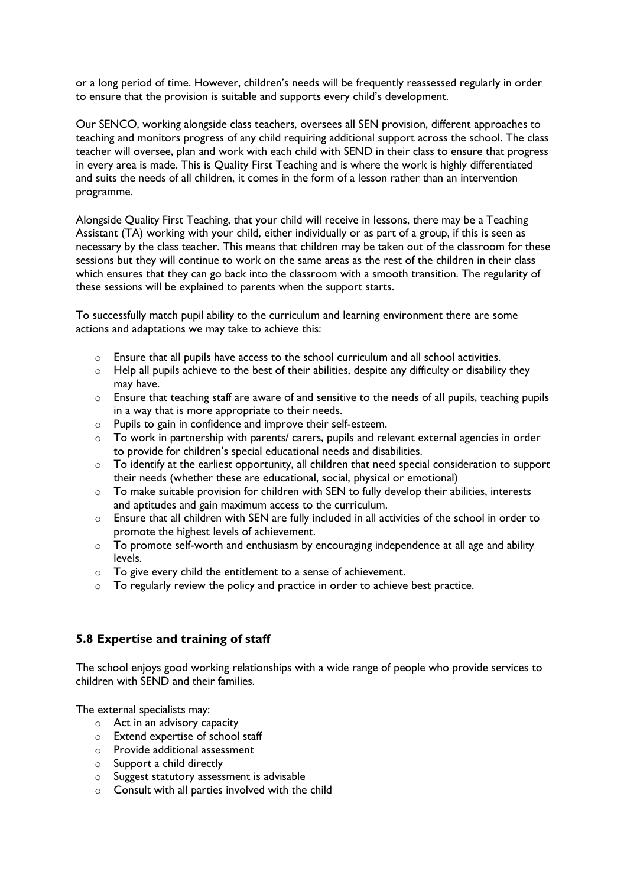or a long period of time. However, children's needs will be frequently reassessed regularly in order to ensure that the provision is suitable and supports every child's development.

Our SENCO, working alongside class teachers, oversees all SEN provision, different approaches to teaching and monitors progress of any child requiring additional support across the school. The class teacher will oversee, plan and work with each child with SEND in their class to ensure that progress in every area is made. This is Quality First Teaching and is where the work is highly differentiated and suits the needs of all children, it comes in the form of a lesson rather than an intervention programme.

Alongside Quality First Teaching, that your child will receive in lessons, there may be a Teaching Assistant (TA) working with your child, either individually or as part of a group, if this is seen as necessary by the class teacher. This means that children may be taken out of the classroom for these sessions but they will continue to work on the same areas as the rest of the children in their class which ensures that they can go back into the classroom with a smooth transition. The regularity of these sessions will be explained to parents when the support starts.

To successfully match pupil ability to the curriculum and learning environment there are some actions and adaptations we may take to achieve this:

- Ensure that all pupils have access to the school curriculum and all school activities.
- Help all pupils achieve to the best of their abilities, despite any difficulty or disability they may have.
- Ensure that teaching staff are aware of and sensitive to the needs of all pupils, teaching pupils in a way that is more appropriate to their needs.
- Pupils to gain in confidence and improve their self-esteem.
- To work in partnership with parents/ carers, pupils and relevant external agencies in order to provide for children's special educational needs and disabilities.
- To identify at the earliest opportunity, all children that need special consideration to support their needs (whether these are educational, social, physical or emotional)
- To make suitable provision for children with SEN to fully develop their abilities, interests and aptitudes and gain maximum access to the curriculum.
- Ensure that all children with SEN are fully included in all activities of the school in order to promote the highest levels of achievement.
- To promote self-worth and enthusiasm by encouraging independence at all age and ability levels.
- To give every child the entitlement to a sense of achievement.
- To regularly review the policy and practice in order to achieve best practice.

## 5.8 Expertise and training of staff

The school enjoys good working relationships with a wide range of people who provide services to children with SEND and their families.

The external specialists may:

- Act in an advisory capacity
- Extend expertise of school staff
- Provide additional assessment
- Support a child directly
- Suggest statutory assessment is advisable
- Consult with all parties involved with the child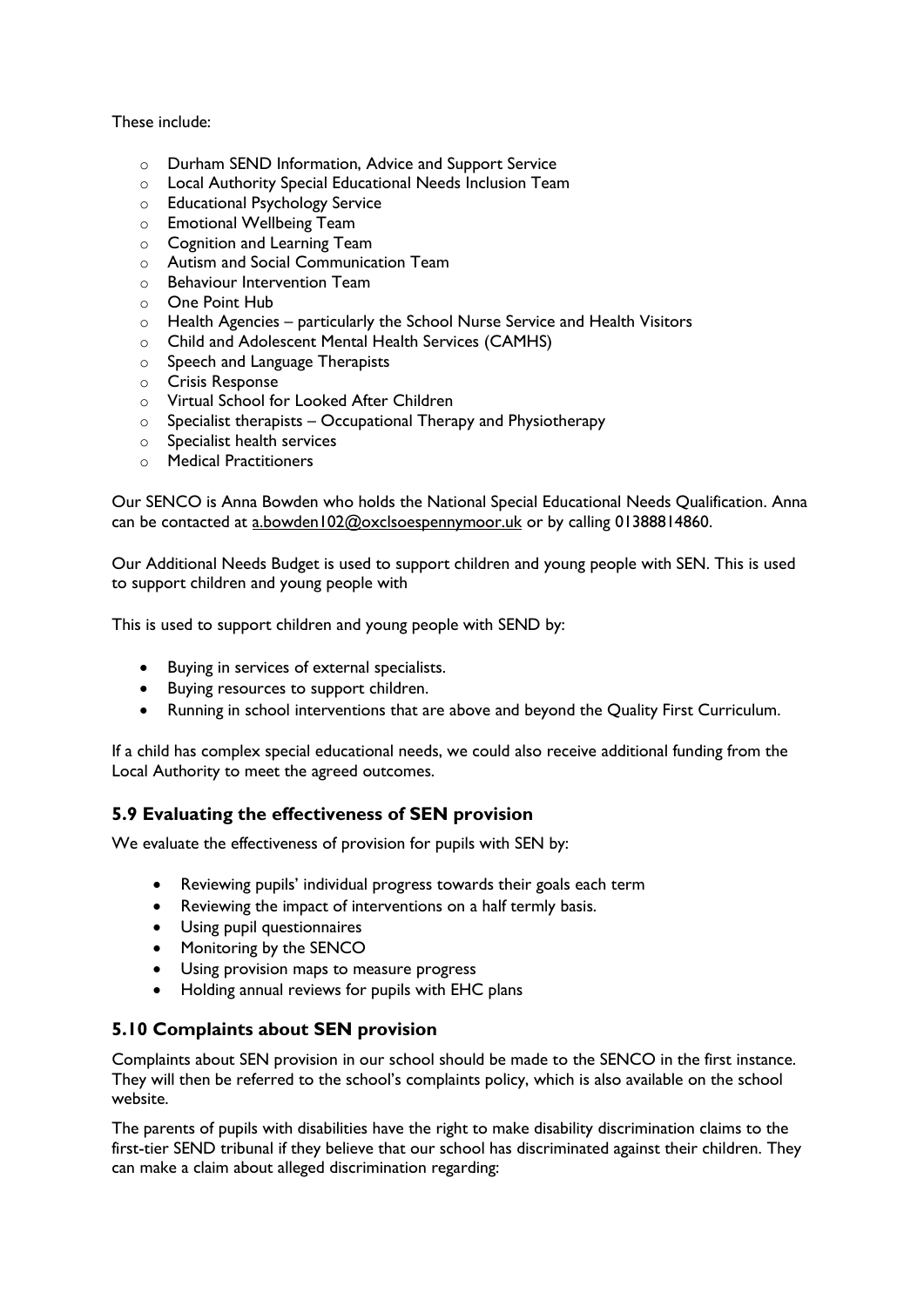These include:

- Durham SEND Information, Advice and Support Service
- Local Authority Special Educational Needs Inclusion Team
- Educational Psychology Service
- Emotional Wellbeing Team
- Cognition and Learning Team
- Autism and Social Communication Team
- Behaviour Intervention Team
- One Point Hub
- Health Agencies – particularly the School Nurse Service and Health Visitors
- Child and Adolescent Mental Health Services (CAMHS)
- Speech and Language Therapists
- Crisis Response
- Virtual School for Looked After Children
- Specialist therapists – Occupational Therapy and Physiotherapy
- Specialist health services
- Medical Practitioners

Our SENCO is Anna Bowden who holds the National Special Educational Needs Qualification. Anna can be contacted at a.bowden102@oxclsoespennymoor.uk or by calling 01388814860.

Our Additional Needs Budget is used to support children and young people with SEN. This is used to support children and young people with

This is used to support children and young people with SEND by:

- Buying in services of external specialists.
- Buying resources to support children.
- Running in school interventions that are above and beyond the Quality First Curriculum.

If a child has complex special educational needs, we could also receive additional funding from the Local Authority to meet the agreed outcomes.

### 5.9 Evaluating the effectiveness of SEN provision

We evaluate the effectiveness of provision for pupils with SEN by:

- Reviewing pupils' individual progress towards their goals each term
- Reviewing the impact of interventions on a half termly basis.
- Using pupil questionnaires
- Monitoring by the SENCO
- Using provision maps to measure progress
- Holding annual reviews for pupils with EHC plans

### 5.10 Complaints about SEN provision

Complaints about SEN provision in our school should be made to the SENCO in the first instance. They will then be referred to the school's complaints policy, which is also available on the school website.

The parents of pupils with disabilities have the right to make disability discrimination claims to the first-tier SEND tribunal if they believe that our school has discriminated against their children. They can make a claim about alleged discrimination regarding: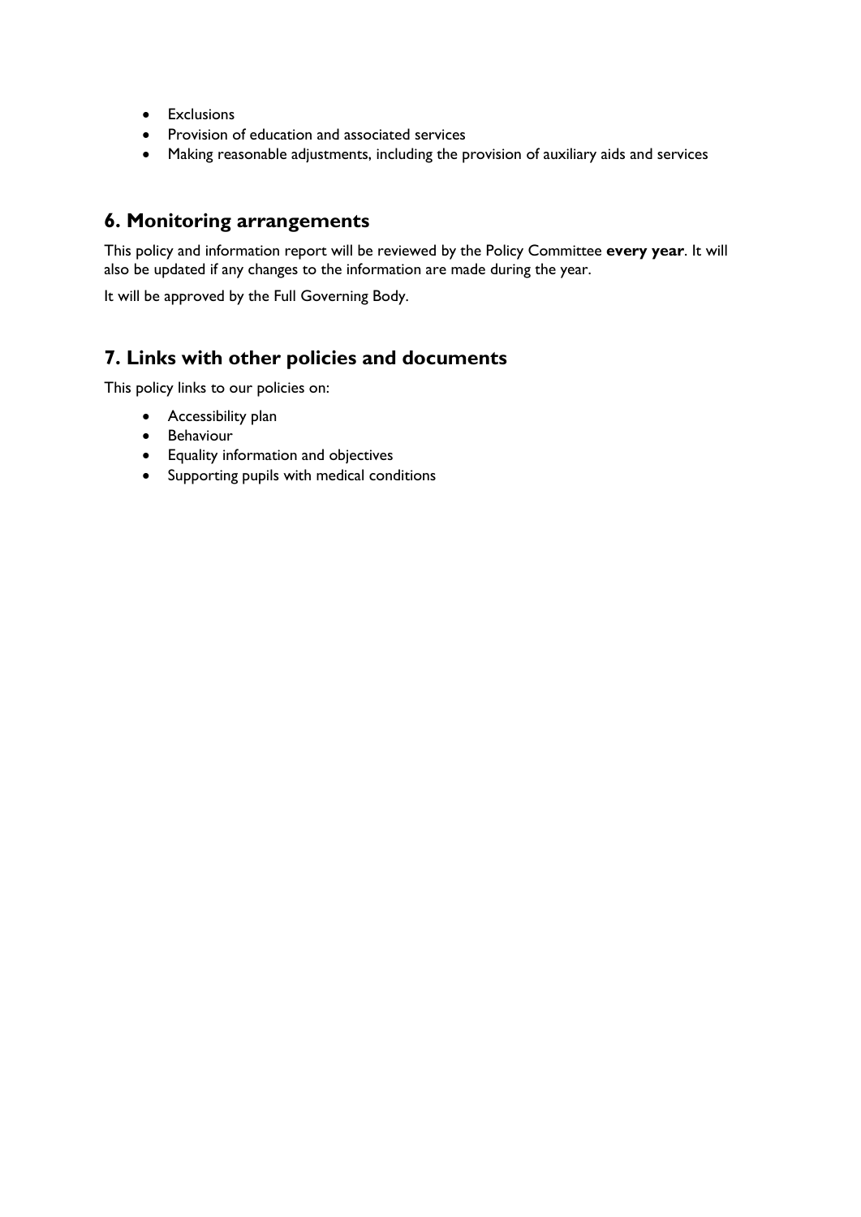- Exclusions
- Provision of education and associated services
- Making reasonable adjustments, including the provision of auxiliary aids and services

## 6. Monitoring arrangements

This policy and information report will be reviewed by the Policy Committee **every year**. It will also be updated if any changes to the information are made during the year.

It will be approved by the Full Governing Body.

## 7. Links with other policies and documents

This policy links to our policies on:

- Accessibility plan
- Behaviour
- Equality information and objectives
- Supporting pupils with medical conditions